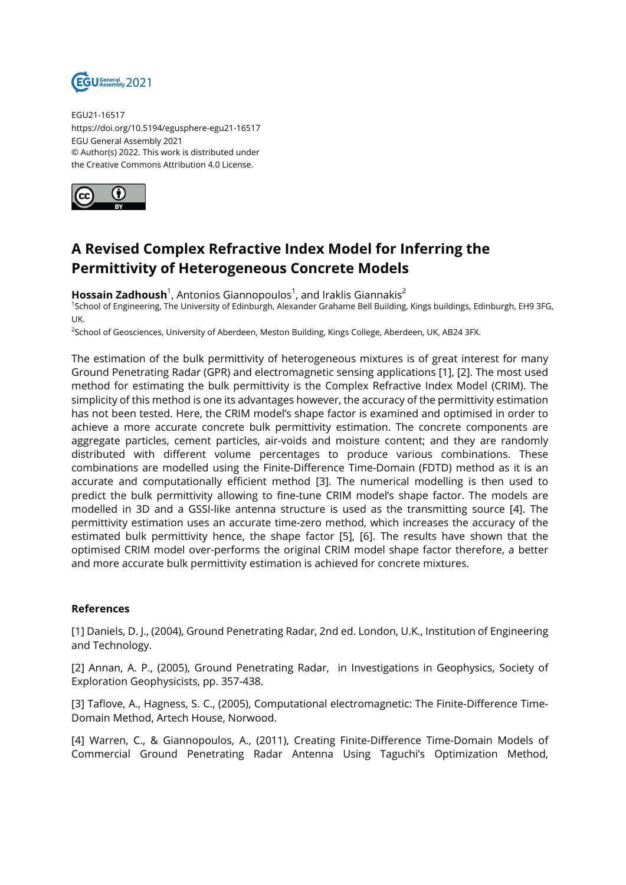EGU21-16517
https://doi.org/10.5194/egusphere-egu21-16517
EGU General Assembly 2021
© Author(s) 2022. This work is distributed under
the Creative Commons Attribution 4.0 License.

# A Revised Complex Refractive Index Model for Inferring the Permittivity of Heterogeneous Concrete Models

**Hossain Zadhoush**[1], Antonios Giannopoulos[1], and Iraklis Giannakis[2]

[1]School of Engineering, The University of Edinburgh, Alexander Grahame Bell Building, Kings buildings, Edinburgh, EH9 3FG, UK.

[2]School of Geosciences, University of Aberdeen, Meston Building, Kings College, Aberdeen, UK, AB24 3FX.

The estimation of the bulk permittivity of heterogeneous mixtures is of great interest for many Ground Penetrating Radar (GPR) and electromagnetic sensing applications [1], [2]. The most used method for estimating the bulk permittivity is the Complex Refractive Index Model (CRIM). The simplicity of this method is one its advantages however, the accuracy of the permittivity estimation has not been tested. Here, the CRIM model's shape factor is examined and optimised in order to achieve a more accurate concrete bulk permittivity estimation. The concrete components are aggregate particles, cement particles, air-voids and moisture content; and they are randomly distributed with different volume percentages to produce various combinations. These combinations are modelled using the Finite-Difference Time-Domain (FDTD) method as it is an accurate and computationally efficient method [3]. The numerical modelling is then used to predict the bulk permittivity allowing to fine-tune CRIM model's shape factor. The models are modelled in 3D and a GSSI-like antenna structure is used as the transmitting source [4]. The permittivity estimation uses an accurate time-zero method, which increases the accuracy of the estimated bulk permittivity hence, the shape factor [5], [6]. The results have shown that the optimised CRIM model over-performs the original CRIM model shape factor therefore, a better and more accurate bulk permittivity estimation is achieved for concrete mixtures.

### References

[1] Daniels, D. J., (2004), Ground Penetrating Radar, 2nd ed. London, U.K., Institution of Engineering and Technology.

[2] Annan, A. P., (2005), Ground Penetrating Radar, in Investigations in Geophysics, Society of Exploration Geophysicists, pp. 357-438.

[3] Taflove, A., Hagness, S. C., (2005), Computational electromagnetic: The Finite-Difference Time-Domain Method, Artech House, Norwood.

[4] Warren, C., & Giannopoulos, A., (2011), Creating Finite-Difference Time-Domain Models of Commercial Ground Penetrating Radar Antenna Using Taguchi's Optimization Method,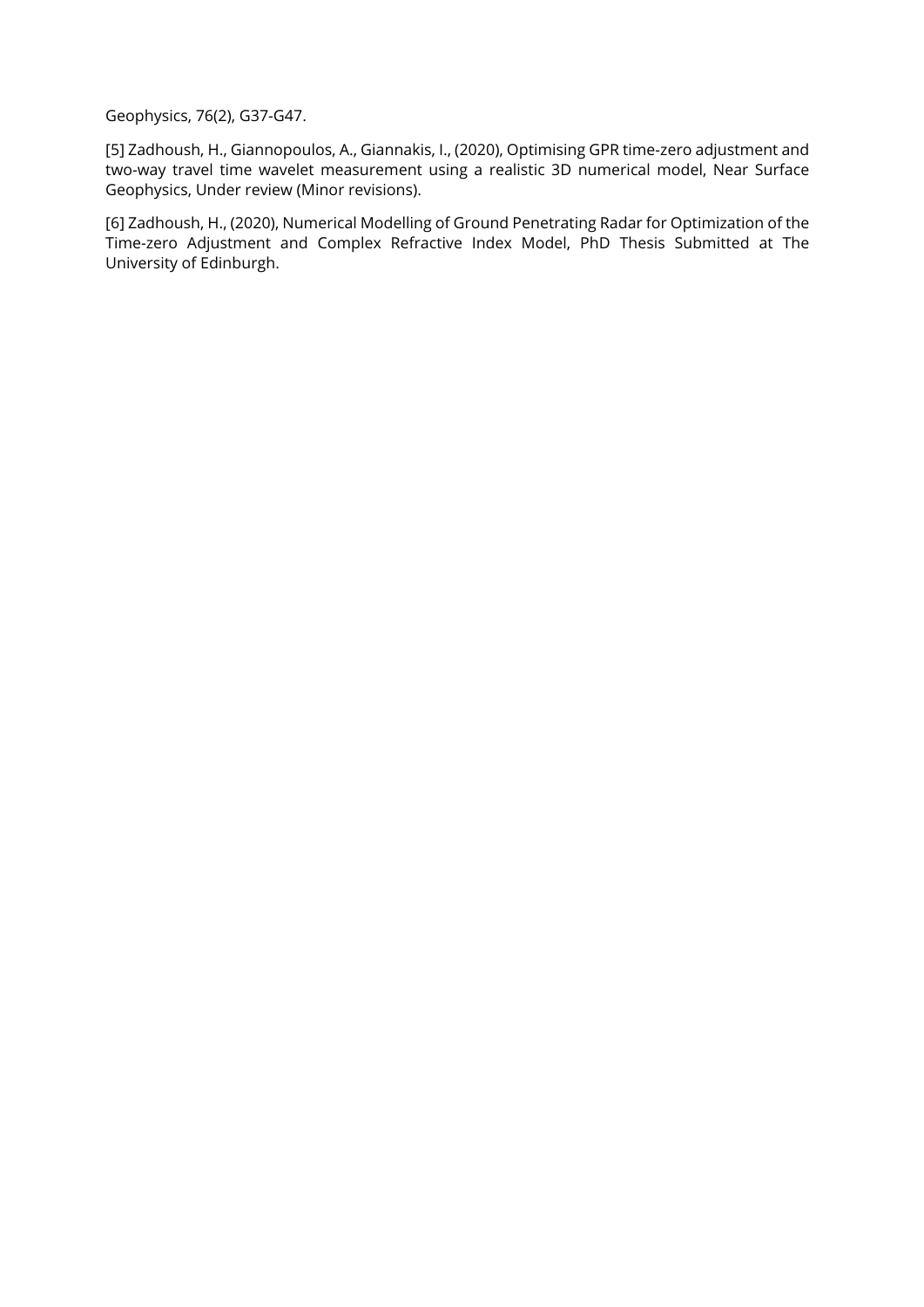Geophysics, 76(2), G37-G47.

[5] Zadhoush, H., Giannopoulos, A., Giannakis, I., (2020), Optimising GPR time-zero adjustment and two-way travel time wavelet measurement using a realistic 3D numerical model, Near Surface Geophysics, Under review (Minor revisions).

[6] Zadhoush, H., (2020), Numerical Modelling of Ground Penetrating Radar for Optimization of the Time-zero Adjustment and Complex Refractive Index Model, PhD Thesis Submitted at The University of Edinburgh.